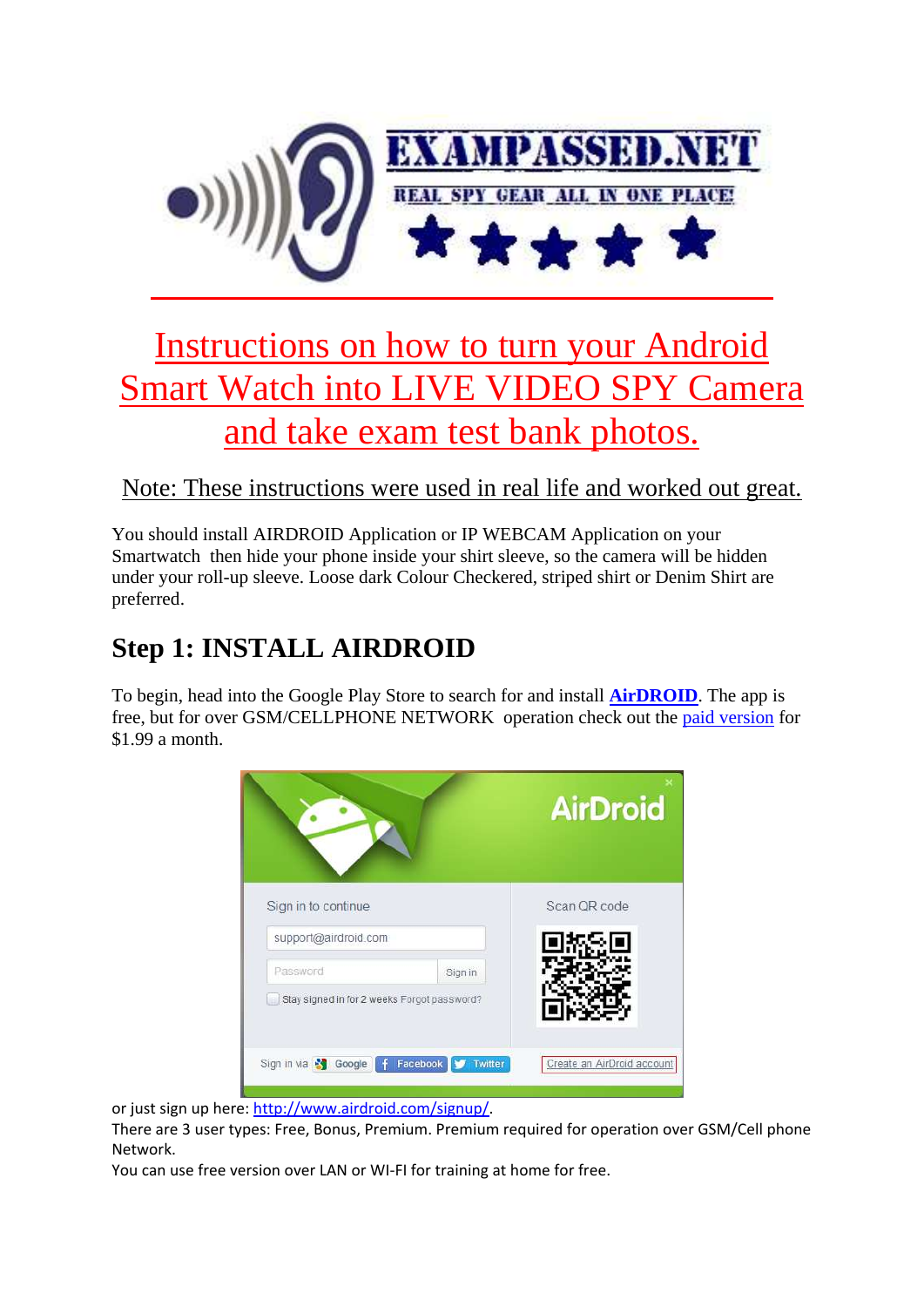# EXAMPASSED.NET

REAL SPY GEAR ALL IN ONE PLACE!

# Instructions on how to turn your Android Smart Watch into LIVE VIDEO SPY Camera and take exam test bank photos.

Note: These instructions were used in real life and worked out great.

You should install AIRDROID Application or IP WEBCAM Application on your Smartwatch then hide your phone inside your shirt sleeve, so the camera will be hidden under your roll-up sleeve. Loose dark Colour Checkered, striped shirt or Denim Shirt are preferred.

## Step 1: INSTALL AIRDROID

To begin, head into the Google Play Store to search for and install **AirDROID**. The app is free, but for over GSM/CELLPHONE NETWORK operation check out the paid version for $1.99 a month.

or just sign up here: http://www.airdroid.com/signup/.

There are 3 user types: Free, Bonus, Premium. Premium required for operation over GSM/Cell phone Network.

You can use free version over LAN or WI-FI for training at home for free.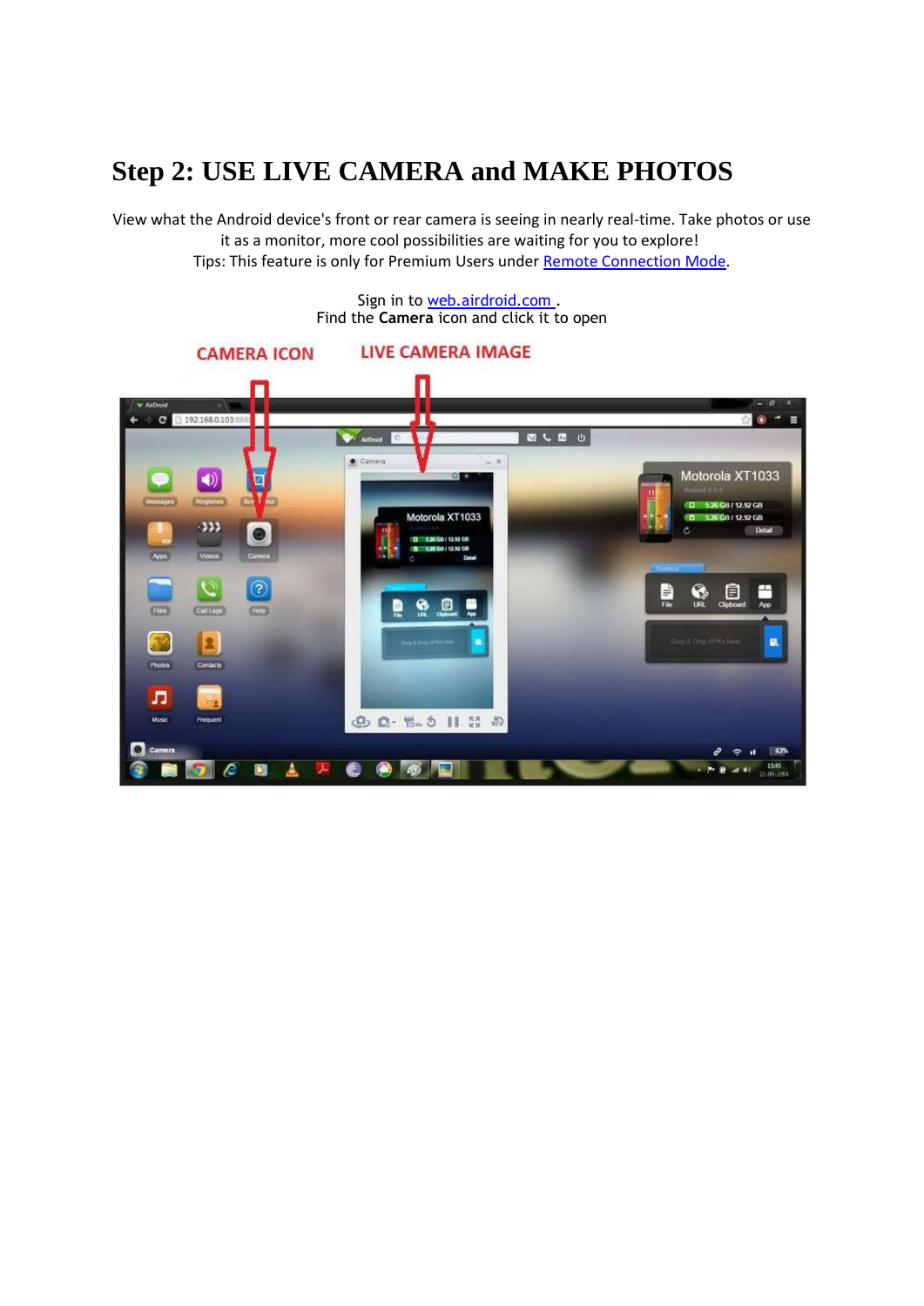## Step 2: USE LIVE CAMERA and MAKE PHOTOS

View what the Android device's front or rear camera is seeing in nearly real-time. Take photos or use it as a monitor, more cool possibilities are waiting for you to explore!
Tips: This feature is only for Premium Users under Remote Connection Mode.

Sign in to web.airdroid.com .
Find the **Camera** icon and click it to open

CAMERA ICON

LIVE CAMERA IMAGE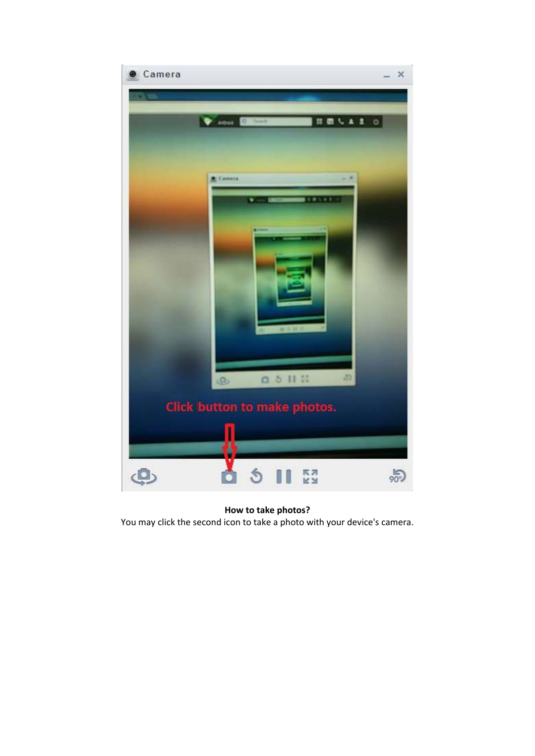**How to take photos?**

You may click the second icon to take a photo with your device's camera.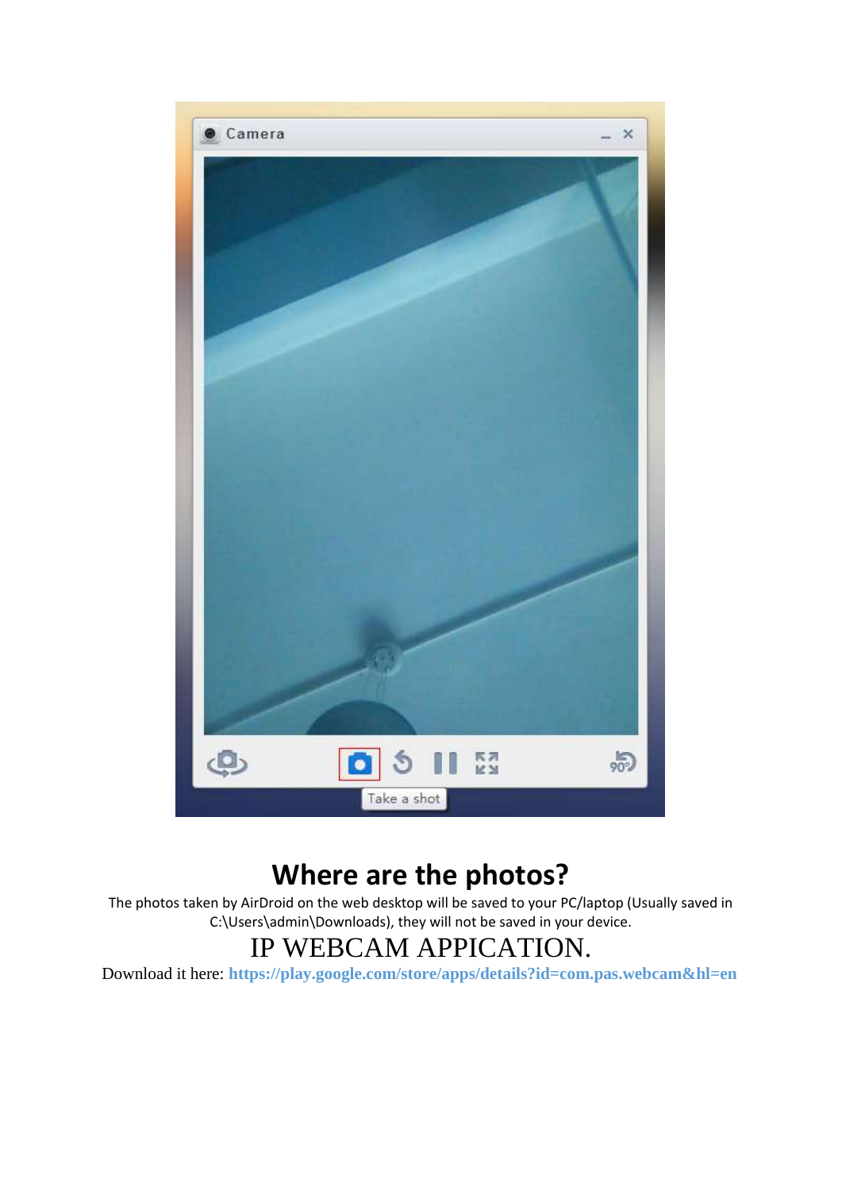## Where are the photos?

The photos taken by AirDroid on the web desktop will be saved to your PC/laptop (Usually saved in C:\Users\admin\Downloads), they will not be saved in your device.

# IP WEBCAM APPICATION.

Download it here: **https://play.google.com/store/apps/details?id=com.pas.webcam&hl=en**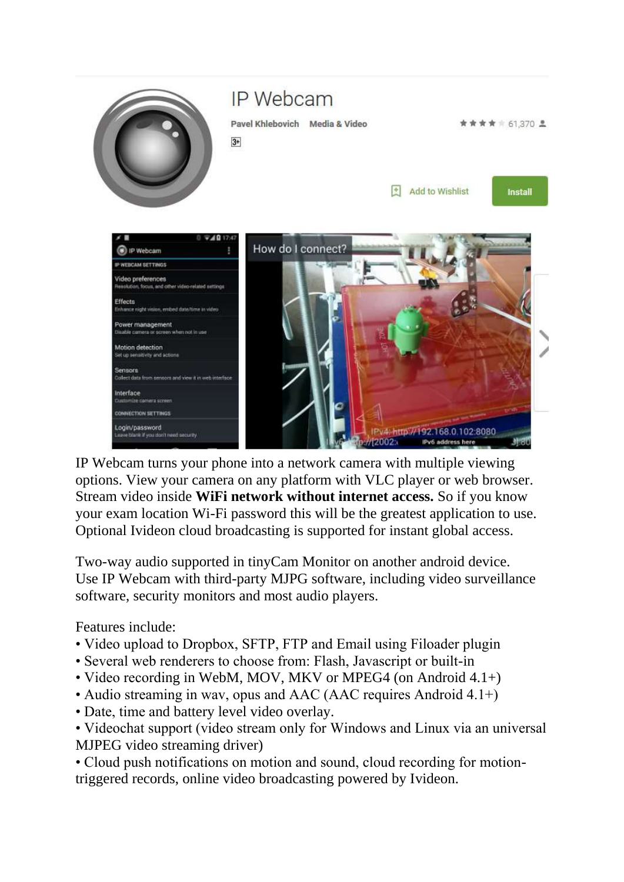IP Webcam turns your phone into a network camera with multiple viewing options. View your camera on any platform with VLC player or web browser. Stream video inside **WiFi network without internet access.** So if you know your exam location Wi-Fi password this will be the greatest application to use. Optional Ivideon cloud broadcasting is supported for instant global access.

Two-way audio supported in tinyCam Monitor on another android device. Use IP Webcam with third-party MJPG software, including video surveillance software, security monitors and most audio players.

Features include:
• Video upload to Dropbox, SFTP, FTP and Email using Filoader plugin
• Several web renderers to choose from: Flash, Javascript or built-in
• Video recording in WebM, MOV, MKV or MPEG4 (on Android 4.1+)
• Audio streaming in wav, opus and AAC (AAC requires Android 4.1+)
• Date, time and battery level video overlay.
• Videochat support (video stream only for Windows and Linux via an universal MJPEG video streaming driver)
• Cloud push notifications on motion and sound, cloud recording for motion-triggered records, online video broadcasting powered by Ivideon.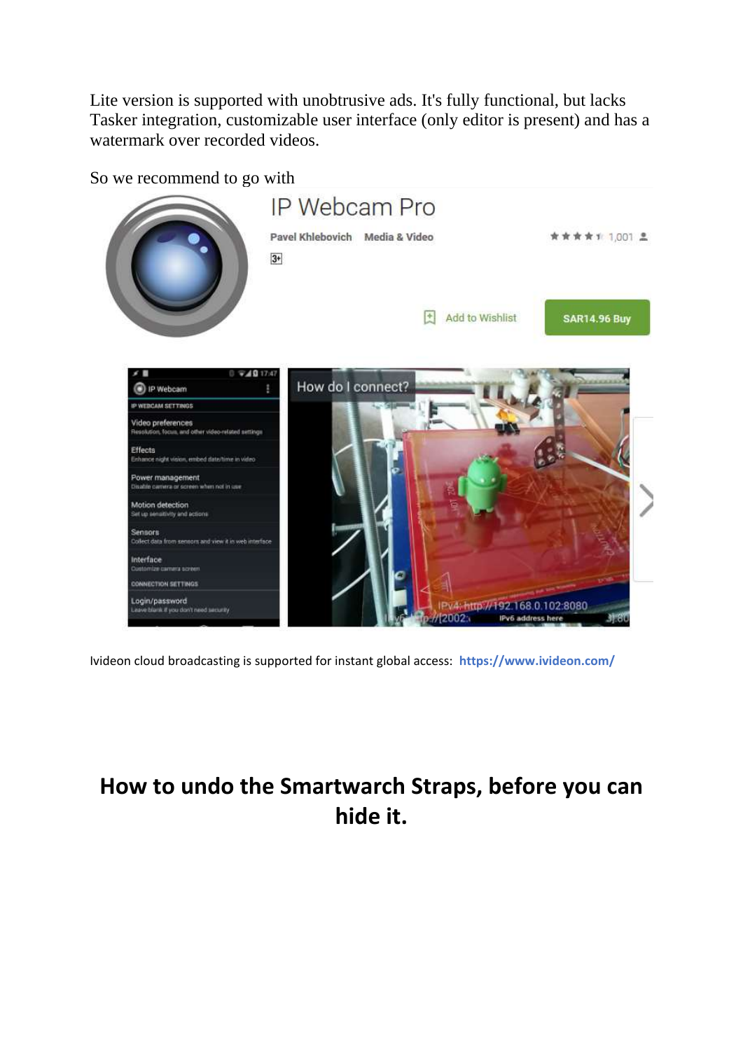Lite version is supported with unobtrusive ads. It's fully functional, but lacks Tasker integration, customizable user interface (only editor is present) and has a watermark over recorded videos.

So we recommend to go with

Ivideon cloud broadcasting is supported for instant global access: **https://www.ivideon.com/**

## How to undo the Smartwarch Straps, before you can hide it.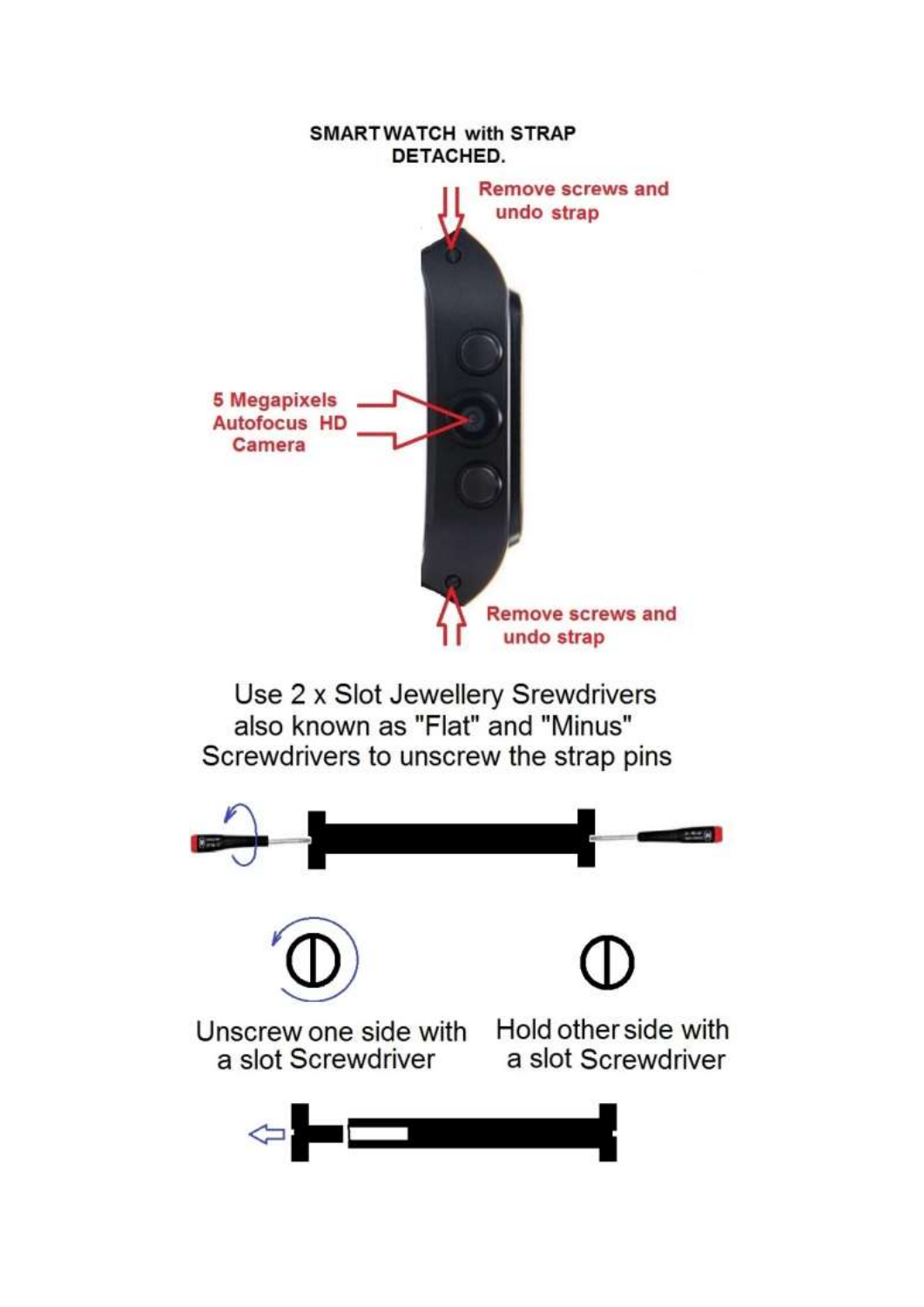**SMARTWATCH with STRAP DETACHED.**

Remove screws and undo strap

5 Megapixels Autofocus HD Camera

Remove screws and undo strap

Use 2 x Slot Jewellery Srewdrivers also known as "Flat" and "Minus" Screwdrivers to unscrew the strap pins

Unscrew one side with a slot Screwdriver

Hold other side with a slot Screwdriver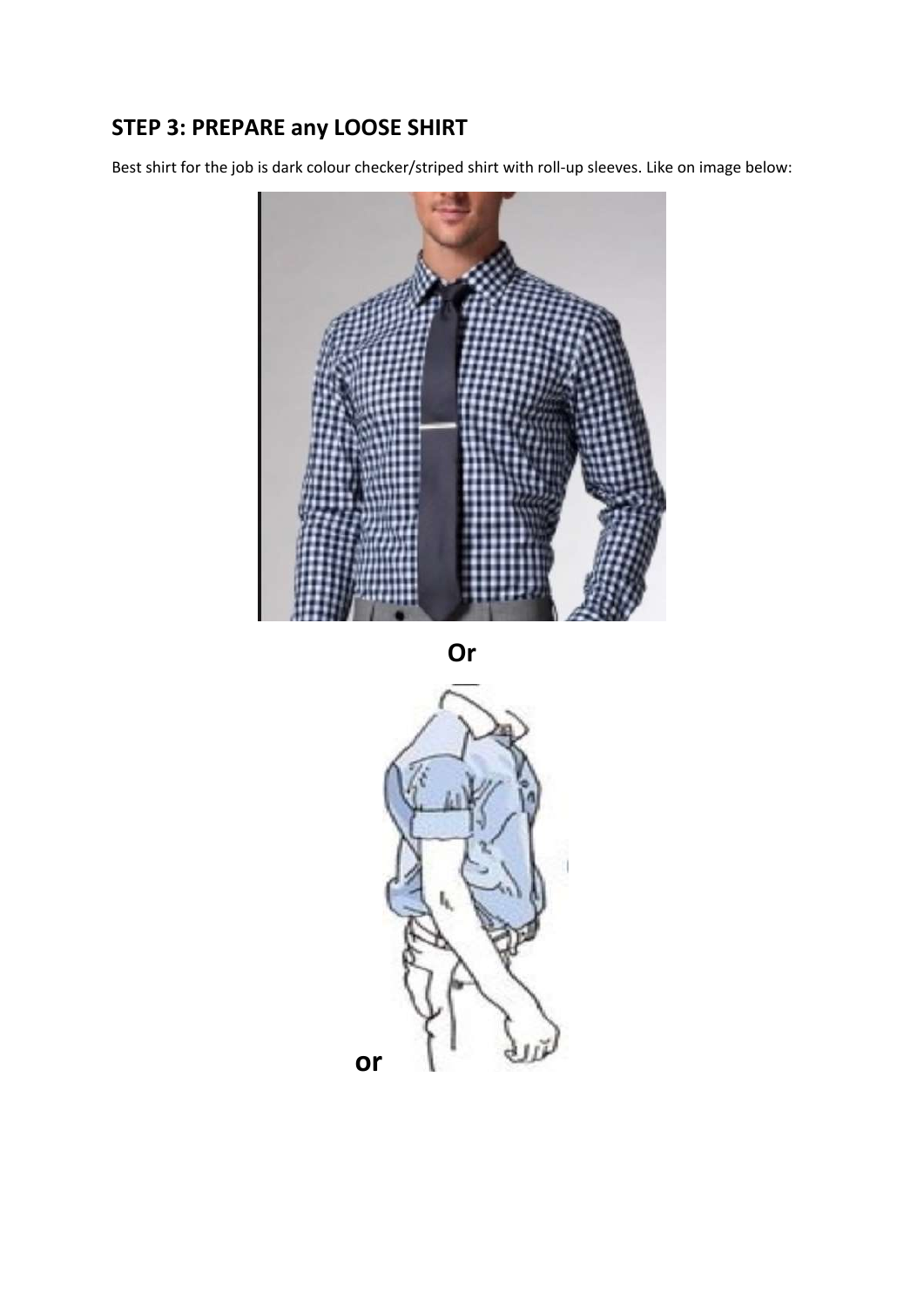## STEP 3: PREPARE any LOOSE SHIRT

Best shirt for the job is dark colour checker/striped shirt with roll-up sleeves. Like on image below:

**Or**

**or**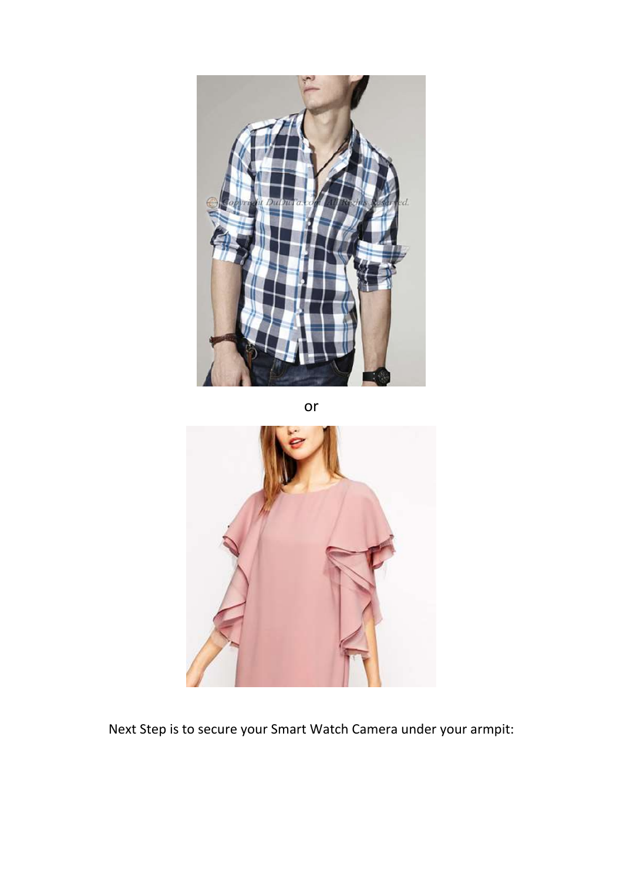or

Next Step is to secure your Smart Watch Camera under your armpit: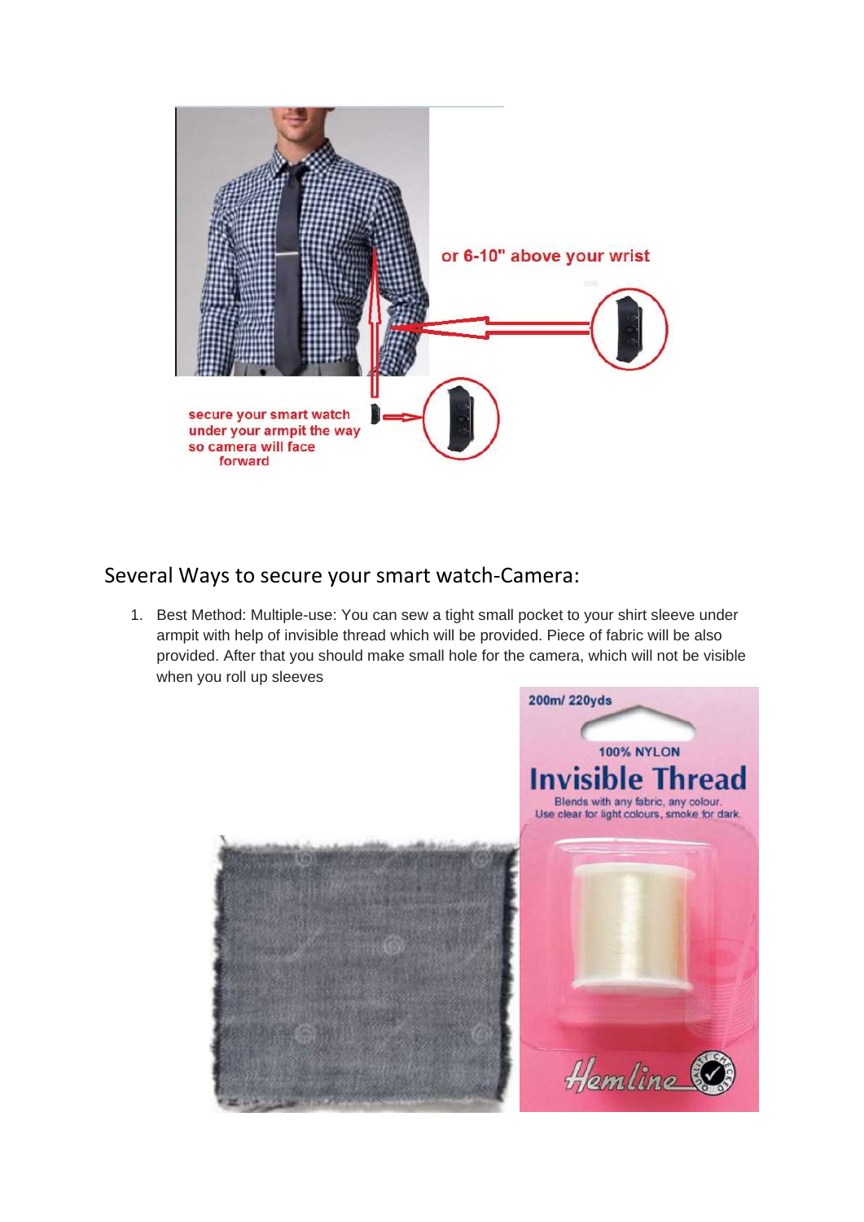or 6-10" above your wrist

secure your smart watch under your armpit the way so camera will face forward

## Several Ways to secure your smart watch-Camera:

1. Best Method: Multiple-use: You can sew a tight small pocket to your shirt sleeve under armpit with help of invisible thread which will be provided. Piece of fabric will be also provided. After that you should make small hole for the camera, which will not be visible when you roll up sleeves

200m/ 220yds

100% NYLON

Invisible Thread

Blends with any fabric, any colour.
Use clear for light colours, smoke for dark.

Hemline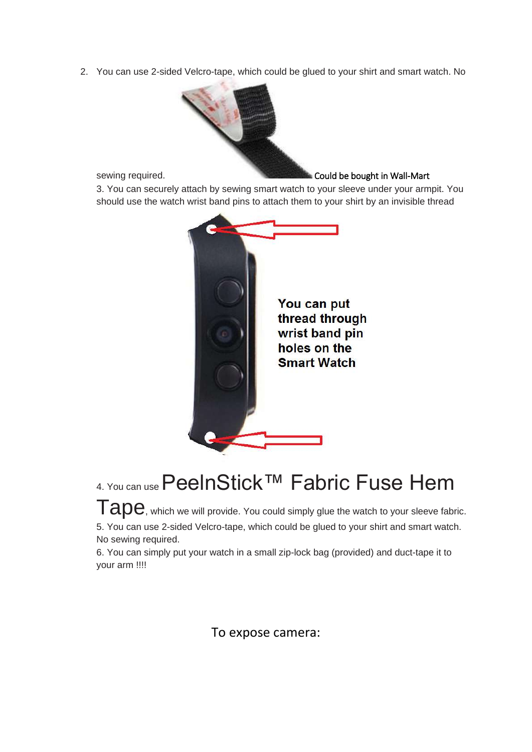2. You can use 2-sided Velcro-tape, which could be glued to your shirt and smart watch. No sewing required. Could be bought in Wall-Mart

3. You can securely attach by sewing smart watch to your sleeve under your armpit. You should use the watch wrist band pins to attach them to your shirt by an invisible thread

**You can put thread through wrist band pin holes on the Smart Watch**

4. You can use PeelnStick™ Fabric Fuse Hem Tape, which we will provide. You could simply glue the watch to your sleeve fabric.

5. You can use 2-sided Velcro-tape, which could be glued to your shirt and smart watch. No sewing required.

6. You can simply put your watch in a small zip-lock bag (provided) and duct-tape it to your arm !!!!

To expose camera: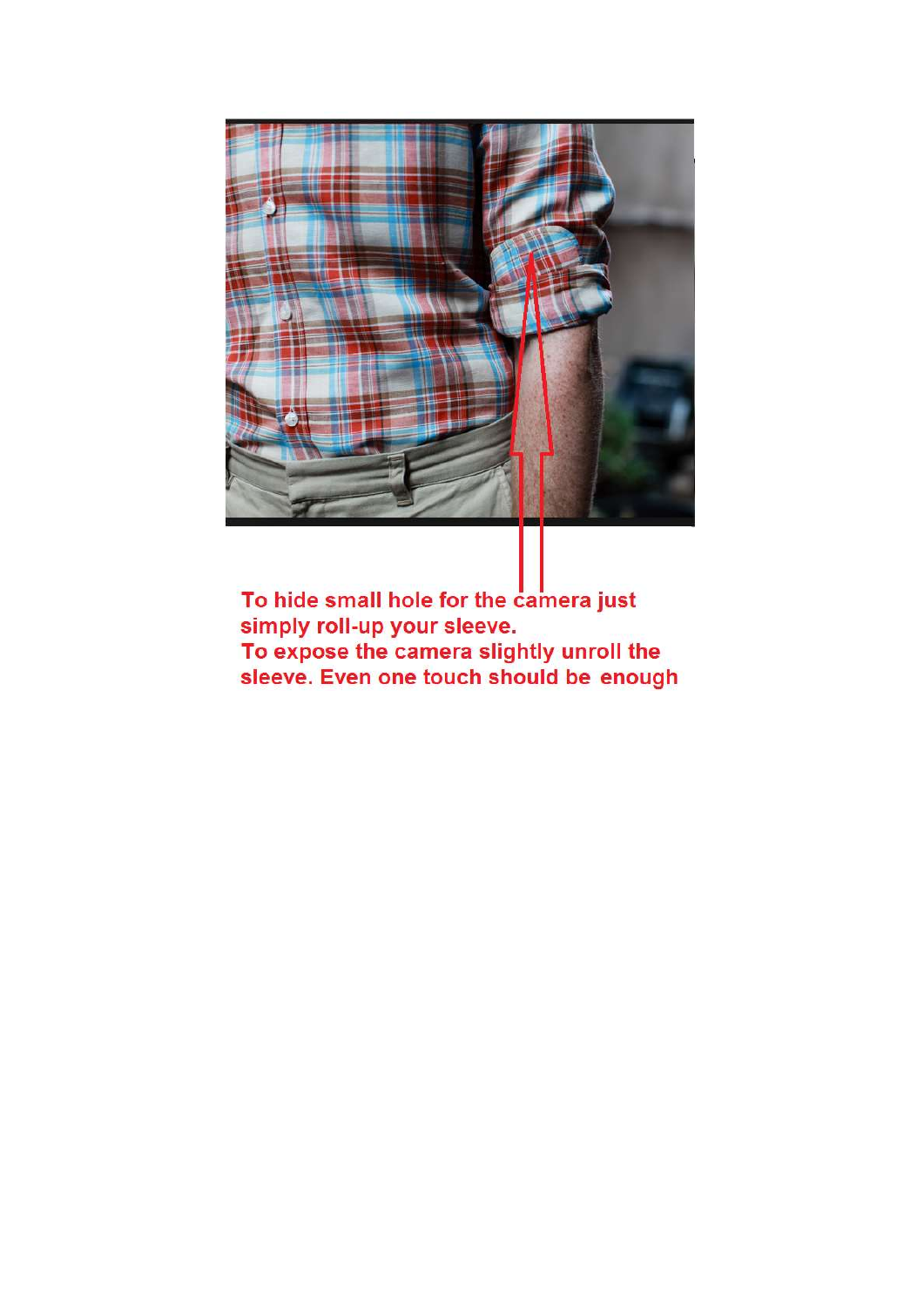**To hide small hole for the camera just simply roll-up your sleeve.**
**To expose the camera slightly unroll the sleeve. Even one touch should be enough**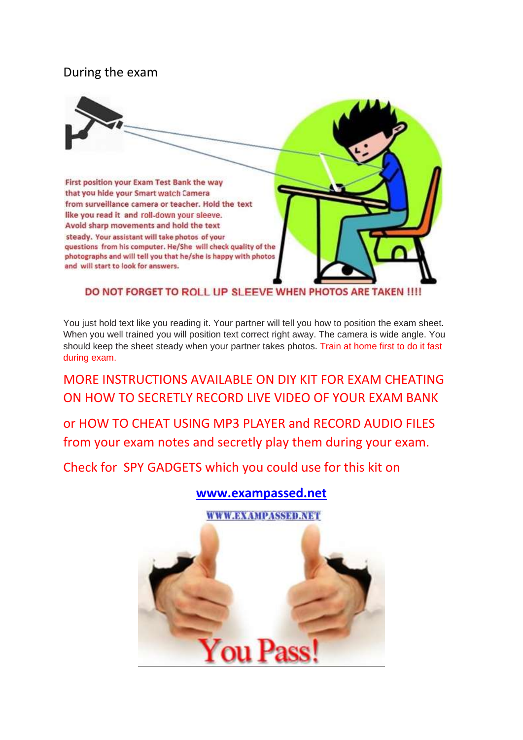During the exam

First position your Exam Test Bank the way that you hide your Smart watch Camera from surveillance camera or teacher. Hold the text like you read it and roll-down your sleeve. Avoid sharp movements and hold the text steady. Your assistant will take photos of your questions from his computer. He/She will check quality of the photographs and will tell you that he/she is happy with photos and will start to look for answers.

DO NOT FORGET TO ROLL UP SLEEVE WHEN PHOTOS ARE TAKEN !!!!

You just hold text like you reading it. Your partner will tell you how to position the exam sheet. When you well trained you will position text correct right away. The camera is wide angle. You should keep the sheet steady when your partner takes photos. Train at home first to do it fast during exam.

MORE INSTRUCTIONS AVAILABLE ON DIY KIT FOR EXAM CHEATING ON HOW TO SECRETLY RECORD LIVE VIDEO OF YOUR EXAM BANK

or HOW TO CHEAT USING MP3 PLAYER and RECORD AUDIO FILES from your exam notes and secretly play them during your exam.

Check for SPY GADGETS which you could use for this kit on

**www.exampassed.net**

WWW.EXAMPASSED.NET

You Pass!